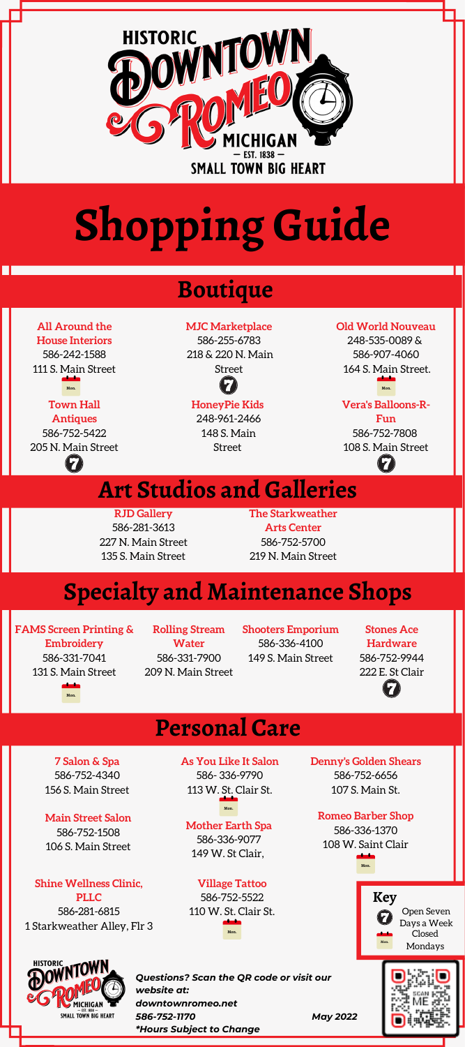# HISTORIC DOWNTOWN ROMEO MICHIGAN

— EST. 1838 —

SMALL TOWN BIG HEART

# Shopping Guide

## Boutique

**All Around the House Interiors**
586-242-1588
111 S. Main Street
Closed Mondays

**MJC Marketplace**
586-255-6783
218 & 220 N. Main Street
Open Seven Days a Week

**Old World Nouveau**
248-535-0089 & 586-907-4060
164 S. Main Street.
Closed Mondays

**Town Hall Antiques**
586-752-5422
205 N. Main Street
Open Seven Days a Week

**HoneyPie Kids**
248-961-2466
148 S. Main Street

**Vera's Balloons-R-Fun**
586-752-7808
108 S. Main Street
Open Seven Days a Week

## Art Studios and Galleries

**RJD Gallery**
586-281-3613
227 N. Main Street
135 S. Main Street

**The Starkweather Arts Center**
586-752-5700
219 N. Main Street

## Specialty and Maintenance Shops

**FAMS Screen Printing & Embroidery**
586-331-7041
131 S. Main Street
Closed Mondays

**Rolling Stream Water**
586-331-7900
209 N. Main Street

**Shooters Emporium**
586-336-4100
149 S. Main Street

**Stones Ace Hardware**
586-752-9944
222 E. St Clair
Open Seven Days a Week

## Personal Care

**7 Salon & Spa**
586-752-4340
156 S. Main Street

**As You Like It Salon**
586- 336-9790
113 W. St. Clair St.
Closed Mondays

**Denny's Golden Shears**
586-752-6656
107 S. Main St.

**Main Street Salon**
586-752-1508
106 S. Main Street

**Mother Earth Spa**
586-336-9077
149 W. St Clair,

**Romeo Barber Shop**
586-336-1370
108 W. Saint Clair
Closed Mondays

**Shine Wellness Clinic, PLLC**
586-281-6815
1 Starkweather Alley, Flr 3

**Village Tattoo**
586-752-5522
110 W. St. Clair St.
Closed Mondays

**Key**
- 7: Open Seven Days a Week
- Mon.: Closed Mondays

HISTORIC DOWNTOWN ROMEO MICHIGAN — EST. 1838 — SMALL TOWN BIG HEART

***Questions? Scan the QR code or visit our website at:***
***downtownromeo.net***
***586-752-1170***
***\*Hours Subject to Change***

***May 2022***

SCAN ME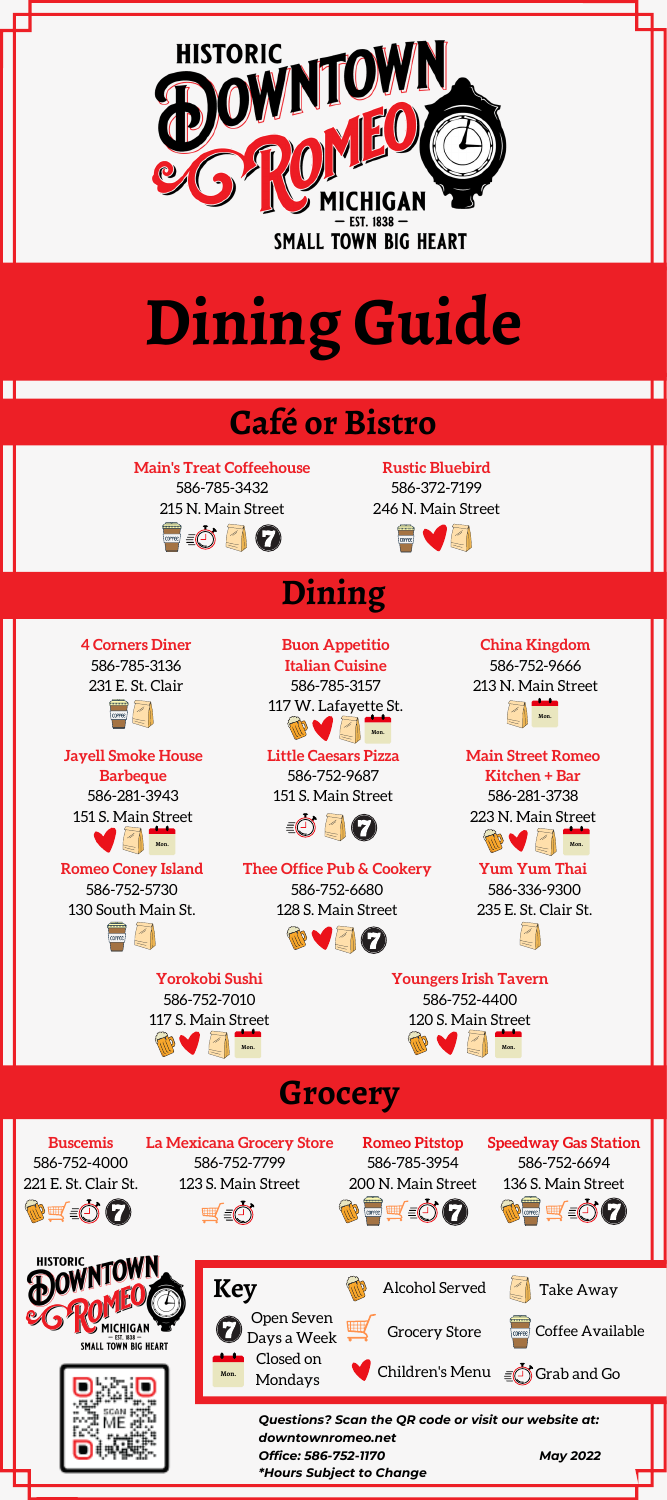# HISTORIC DOWNTOWN ROMEO

MICHIGAN
— EST. 1838 —
SMALL TOWN BIG HEART

# Dining Guide

## Café or Bistro

**Main's Treat Coffeehouse**
586-785-3432
215 N. Main Street

**Rustic Bluebird**
586-372-7199
246 N. Main Street

## Dining

**4 Corners Diner**
586-785-3136
231 E. St. Clair

**Buon Appetitio Italian Cuisine**
586-785-3157
117 W. Lafayette St.

**China Kingdom**
586-752-9666
213 N. Main Street

**Jayell Smoke House Barbeque**
586-281-3943
151 S. Main Street

**Little Caesars Pizza**
586-752-9687
151 S. Main Street

**Main Street Romeo Kitchen + Bar**
586-281-3738
223 N. Main Street

**Romeo Coney Island**
586-752-5730
130 South Main St.

**Thee Office Pub & Cookery**
586-752-6680
128 S. Main Street

**Yum Yum Thai**
586-336-9300
235 E. St. Clair St.

**Yorokobi Sushi**
586-752-7010
117 S. Main Street

**Youngers Irish Tavern**
586-752-4400
120 S. Main Street

## Grocery

**Buscemis**
586-752-4000
221 E. St. Clair St.

**La Mexicana Grocery Store**
586-752-7799
123 S. Main Street

**Romeo Pitstop**
586-785-3954
200 N. Main Street

**Speedway Gas Station**
586-752-6694
136 S. Main Street

HISTORIC DOWNTOWN ROMEO
MICHIGAN
— EST. 1838 —
SMALL TOWN BIG HEART

SCAN ME

## Key

- Alcohol Served
- Take Away
- Open Seven Days a Week
- Grocery Store
- Coffee Available
- Closed on Mondays
- Children's Menu
- Grab and Go

*Questions? Scan the QR code or visit our website at: downtownromeo.net*
*Office: 586-752-1170* *May 2022*
*\*Hours Subject to Change*